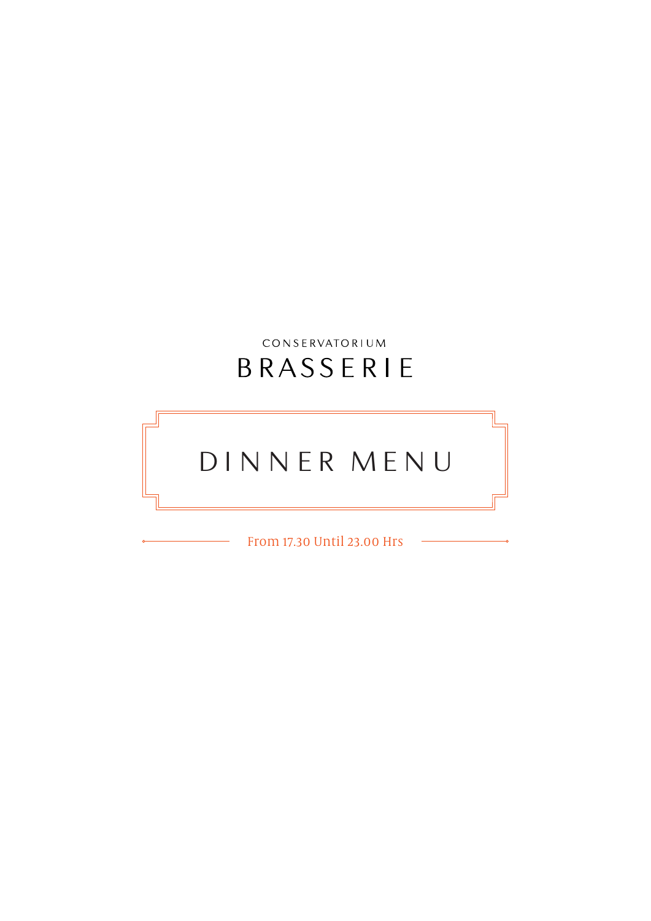CONSERVATORIUM

# BRASSERIE

## DINNER MENU

From 17.30 Until 23.00 Hrs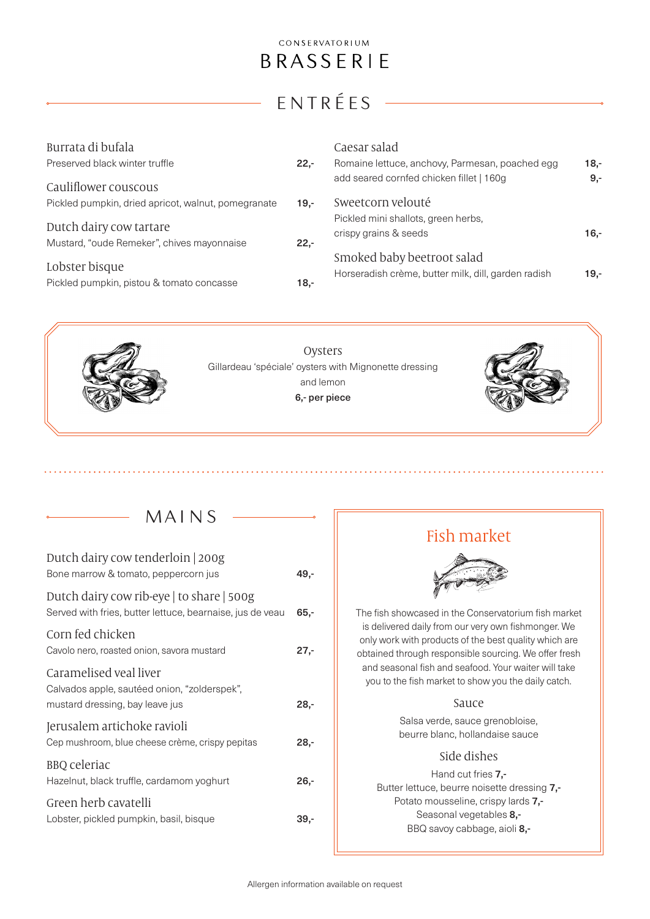CONSERVATORIUM

# BRASSERIE

## ENTRÉES

**Burrata di bufala**
Preserved black winter truffle **22,-**

**Cauliflower couscous**
Pickled pumpkin, dried apricot, walnut, pomegranate **19,-**

**Dutch dairy cow tartare**
Mustard, “oude Remeker”, chives mayonnaise **22,-**

**Lobster bisque**
Pickled pumpkin, pistou & tomato concasse **18,-**

**Caesar salad**
Romaine lettuce, anchovy, Parmesan, poached egg **18,-**
add seared cornfed chicken fillet | 160g **9,-**

**Sweetcorn velouté**
Pickled mini shallots, green herbs, crispy grains & seeds **16,-**

**Smoked baby beetroot salad**
Horseradish crème, butter milk, dill, garden radish **19,-**

**Oysters**
Gillardeau ‘spéciale’ oysters with Mignonette dressing and lemon
**6,- per piece**

## MAINS

**Dutch dairy cow tenderloin | 200g**
Bone marrow & tomato, peppercorn jus **49,-**

**Dutch dairy cow rib-eye | to share | 500g**
Served with fries, butter lettuce, bearnaise, jus de veau **65,-**

**Corn fed chicken**
Cavolo nero, roasted onion, savora mustard **27,-**

**Caramelised veal liver**
Calvados apple, sautéed onion, “zolderspek”, mustard dressing, bay leave jus **28,-**

**Jerusalem artichoke ravioli**
Cep mushroom, blue cheese crème, crispy pepitas **28,-**

**BBQ celeriac**
Hazelnut, black truffle, cardamom yoghurt **26,-**

**Green herb cavatelli**
Lobster, pickled pumpkin, basil, bisque **39,-**

## Fish market

The fish showcased in the Conservatorium fish market is delivered daily from our very own fishmonger. We only work with products of the best quality which are obtained through responsible sourcing. We offer fresh and seasonal fish and seafood. Your waiter will take you to the fish market to show you the daily catch.

### Sauce

Salsa verde, sauce grenobloise, beurre blanc, hollandaise sauce

### Side dishes

Hand cut fries **7,-**
Butter lettuce, beurre noisette dressing **7,-**
Potato mousseline, crispy lards **7,-**
Seasonal vegetables **8,-**
BBQ savoy cabbage, aioli **8,-**

Allergen information available on request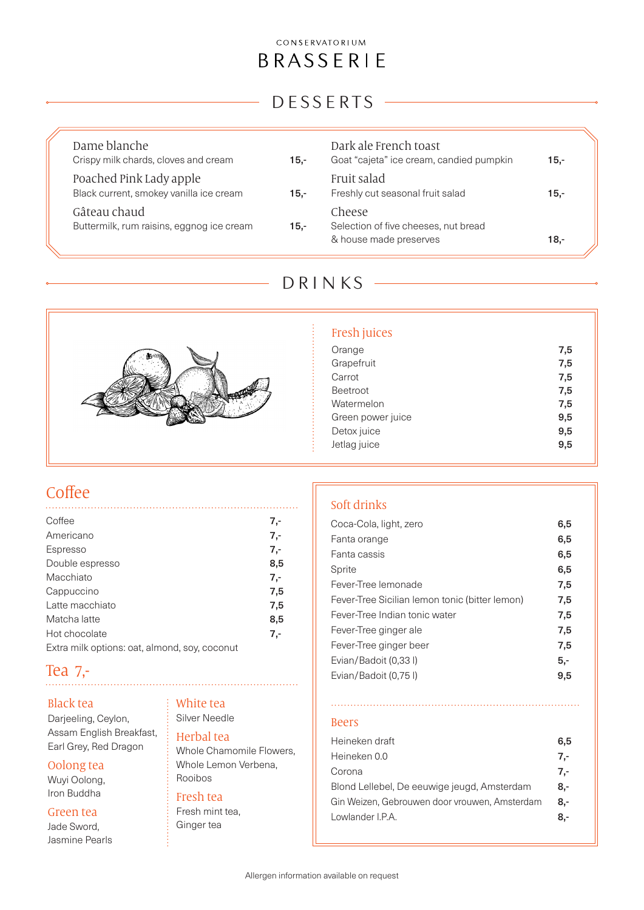CONSERVATORIUM

# BRASSERIE

## DESSERTS

| Dessert | Price |
|---|---|
| **Dame blanche**<br>Crispy milk chards, cloves and cream | 15,- |
| **Poached Pink Lady apple**<br>Black current, smokey vanilla ice cream | 15,- |
| **Gâteau chaud**<br>Buttermilk, rum raisins, eggnog ice cream | 15,- |
| **Dark ale French toast**<br>Goat "cajeta" ice cream, candied pumpkin | 15,- |
| **Fruit salad**<br>Freshly cut seasonal fruit salad | 15,- |
| **Cheese**<br>Selection of five cheeses, nut bread & house made preserves | 18,- |

## DRINKS

### Fresh juices

| Item | Price |
|---|---|
| Orange | 7,5 |
| Grapefruit | 7,5 |
| Carrot | 7,5 |
| Beetroot | 7,5 |
| Watermelon | 7,5 |
| Green power juice | 9,5 |
| Detox juice | 9,5 |
| Jetlag juice | 9,5 |

### Coffee

| Item | Price |
|---|---|
| Coffee | 7,- |
| Americano | 7,- |
| Espresso | 7,- |
| Double espresso | 8,5 |
| Macchiato | 7,- |
| Cappuccino | 7,5 |
| Latte macchiato | 7,5 |
| Matcha latte | 8,5 |
| Hot chocolate | 7,- |

Extra milk options: oat, almond, soy, coconut

### Tea 7,-

**Black tea**
Darjeeling, Ceylon, Assam English Breakfast, Earl Grey, Red Dragon

**Oolong tea**
Wuyi Oolong, Iron Buddha

**Green tea**
Jade Sword, Jasmine Pearls

**White tea**
Silver Needle

**Herbal tea**
Whole Chamomile Flowers, Whole Lemon Verbena, Rooibos

**Fresh tea**
Fresh mint tea, Ginger tea

### Soft drinks

| Item | Price |
|---|---|
| Coca-Cola, light, zero | 6,5 |
| Fanta orange | 6,5 |
| Fanta cassis | 6,5 |
| Sprite | 6,5 |
| Fever-Tree lemonade | 7,5 |
| Fever-Tree Sicilian lemon tonic (bitter lemon) | 7,5 |
| Fever-Tree Indian tonic water | 7,5 |
| Fever-Tree ginger ale | 7,5 |
| Fever-Tree ginger beer | 7,5 |
| Evian/Badoit (0,33 l) | 5,- |
| Evian/Badoit (0,75 l) | 9,5 |

### Beers

| Item | Price |
|---|---|
| Heineken draft | 6,5 |
| Heineken 0.0 | 7,- |
| Corona | 7,- |
| Blond Lellebel, De eeuwige jeugd, Amsterdam | 8,- |
| Gin Weizen, Gebrouwen door vrouwen, Amsterdam | 8,- |
| Lowlander I.P.A. | 8,- |

Allergen information available on request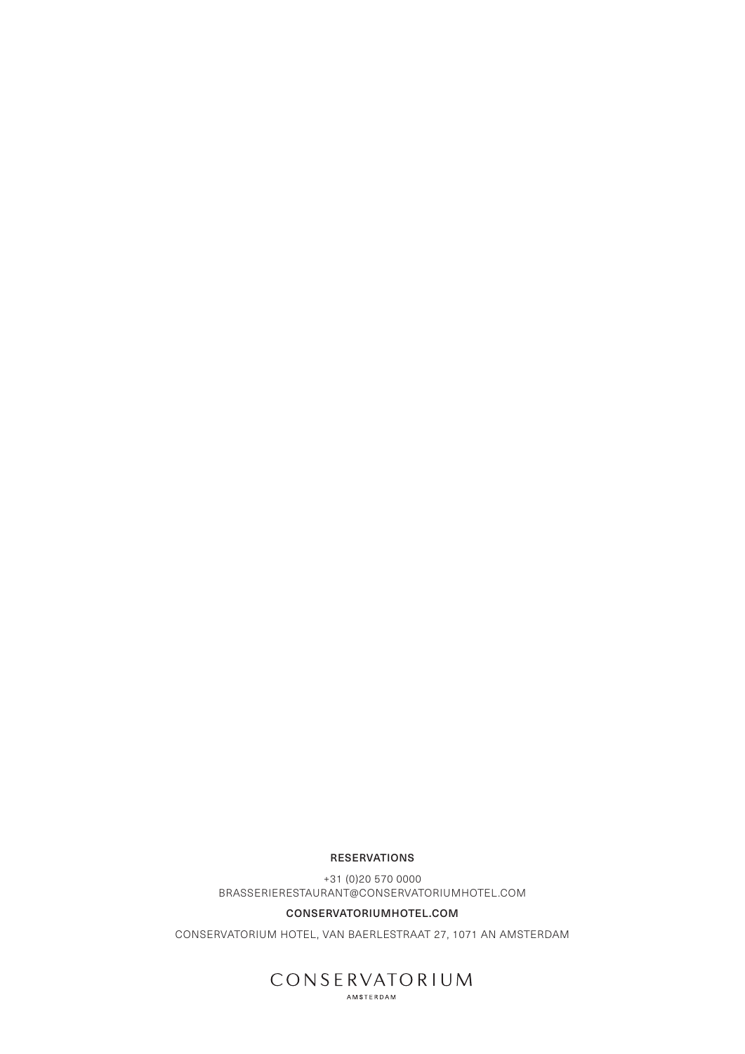**RESERVATIONS**

+31 (0)20 570 0000
BRASSERIERESTAURANT@CONSERVATORIUMHOTEL.COM

**CONSERVATORIUMHOTEL.COM**

CONSERVATORIUM HOTEL, VAN BAERLESTRAAT 27, 1071 AN AMSTERDAM

CONSERVATORIUM
AMSTERDAM